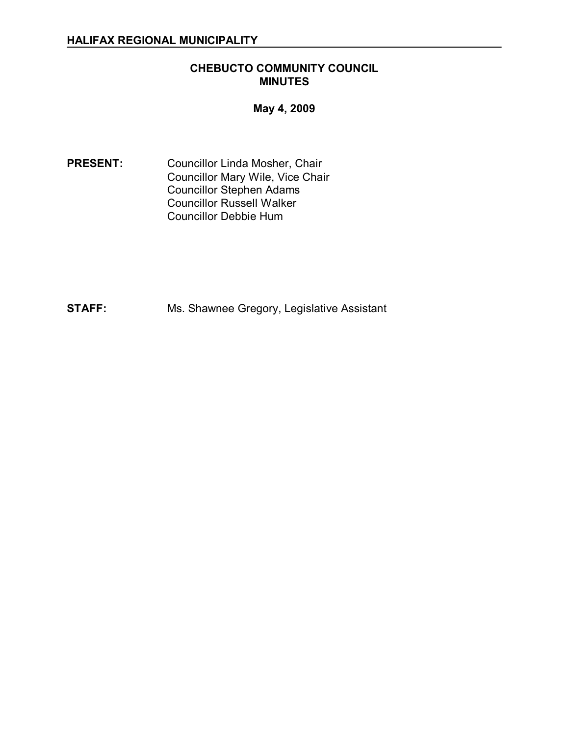**HALIFAX REGIONAL MUNICIPALITY**

# CHEBUCTO COMMUNITY COUNCIL
# MINUTES

**May 4, 2009**

**PRESENT:** Councillor Linda Mosher, Chair
Councillor Mary Wile, Vice Chair
Councillor Stephen Adams
Councillor Russell Walker
Councillor Debbie Hum

**STAFF:** Ms. Shawnee Gregory, Legislative Assistant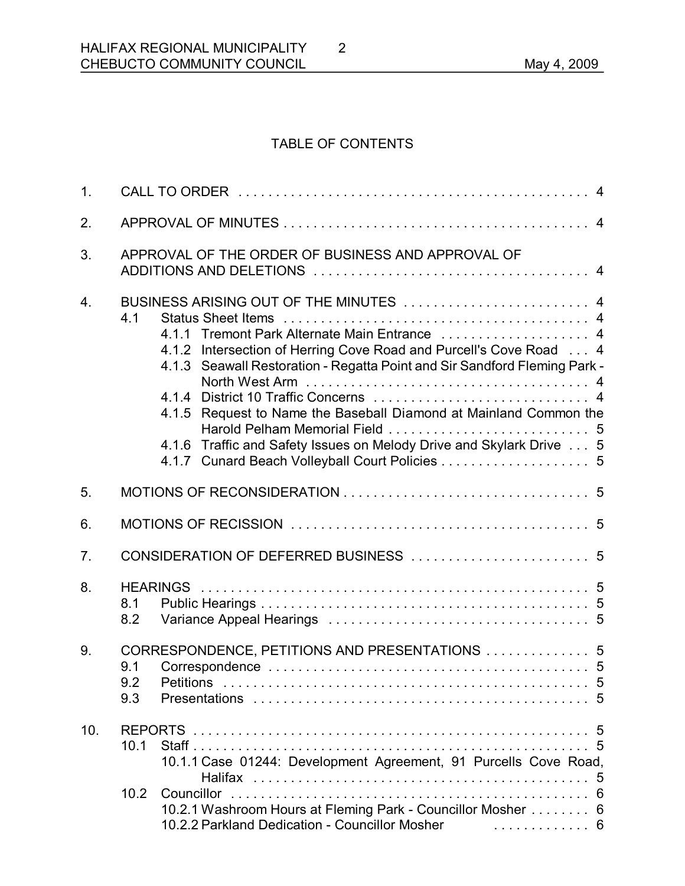## TABLE OF CONTENTS

1. CALL TO ORDER . . . . . 4
2. APPROVAL OF MINUTES . . . . . 4
3. APPROVAL OF THE ORDER OF BUSINESS AND APPROVAL OF ADDITIONS AND DELETIONS . . . . . 4
4. BUSINESS ARISING OUT OF THE MINUTES . . . . . 4
   - 4.1 Status Sheet Items . . . . . 4
     - 4.1.1 Tremont Park Alternate Main Entrance . . . . . 4
     - 4.1.2 Intersection of Herring Cove Road and Purcell's Cove Road . . . 4
     - 4.1.3 Seawall Restoration - Regatta Point and Sir Sandford Fleming Park - North West Arm . . . . . 4
     - 4.1.4 District 10 Traffic Concerns . . . . . 4
     - 4.1.5 Request to Name the Baseball Diamond at Mainland Common the Harold Pelham Memorial Field . . . . . 5
     - 4.1.6 Traffic and Safety Issues on Melody Drive and Skylark Drive . . . 5
     - 4.1.7 Cunard Beach Volleyball Court Policies . . . . . 5
5. MOTIONS OF RECONSIDERATION . . . . . 5
6. MOTIONS OF RECISSION . . . . . 5
7. CONSIDERATION OF DEFERRED BUSINESS . . . . . 5
8. HEARINGS . . . . . 5
   - 8.1 Public Hearings . . . . . 5
   - 8.2 Variance Appeal Hearings . . . . . 5
9. CORRESPONDENCE, PETITIONS AND PRESENTATIONS . . . . . 5
   - 9.1 Correspondence . . . . . 5
   - 9.2 Petitions . . . . . 5
   - 9.3 Presentations . . . . . 5
10. REPORTS . . . . . 5
    - 10.1 Staff . . . . . 5
      - 10.1.1 Case 01244: Development Agreement, 91 Purcells Cove Road, Halifax . . . . . 5
    - 10.2 Councillor . . . . . 6
      - 10.2.1 Washroom Hours at Fleming Park - Councillor Mosher . . . . . 6
      - 10.2.2 Parkland Dedication - Councillor Mosher . . . . . 6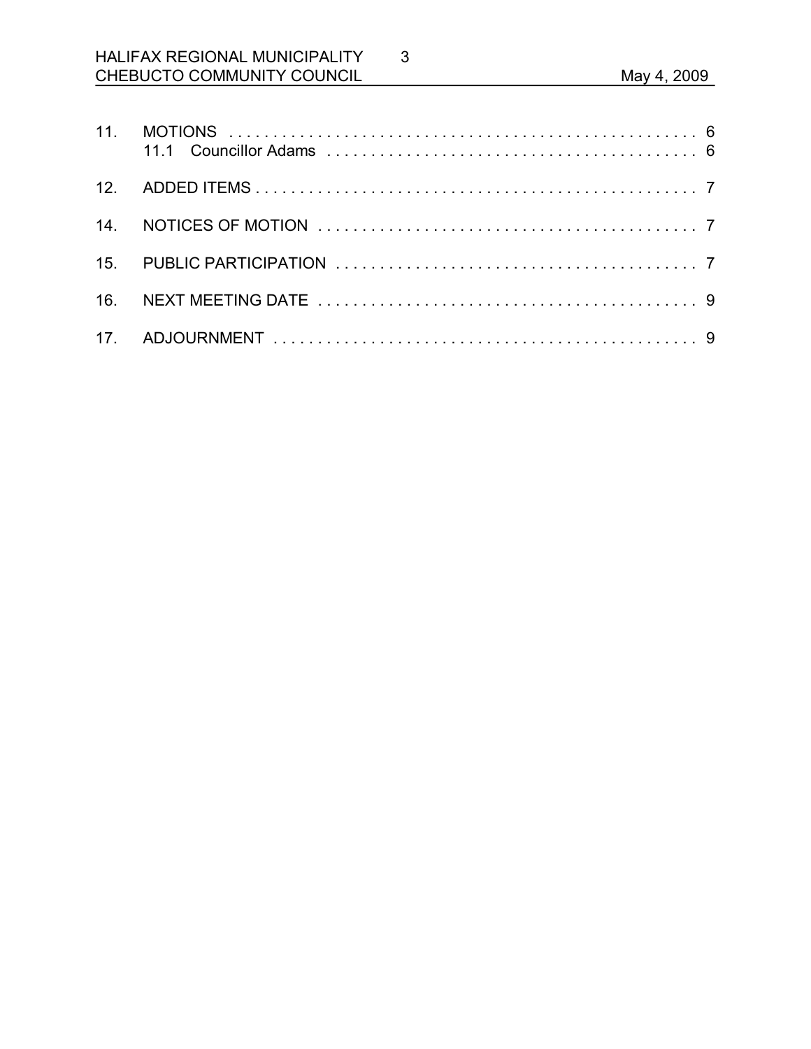11. MOTIONS . . . . . . . . . . . . . . . . . . . . . . . . . . . . . . . . . . . . . . . . . . . . . . . . . . . . 6
    11.1 Councillor Adams . . . . . . . . . . . . . . . . . . . . . . . . . . . . . . . . . . . . . . . . . . 6

12. ADDED ITEMS . . . . . . . . . . . . . . . . . . . . . . . . . . . . . . . . . . . . . . . . . . . . . . . . . 7

14. NOTICES OF MOTION . . . . . . . . . . . . . . . . . . . . . . . . . . . . . . . . . . . . . . . . . . . 7

15. PUBLIC PARTICIPATION . . . . . . . . . . . . . . . . . . . . . . . . . . . . . . . . . . . . . . . . . 7

16. NEXT MEETING DATE . . . . . . . . . . . . . . . . . . . . . . . . . . . . . . . . . . . . . . . . . . . 9

17. ADJOURNMENT . . . . . . . . . . . . . . . . . . . . . . . . . . . . . . . . . . . . . . . . . . . . . . . 9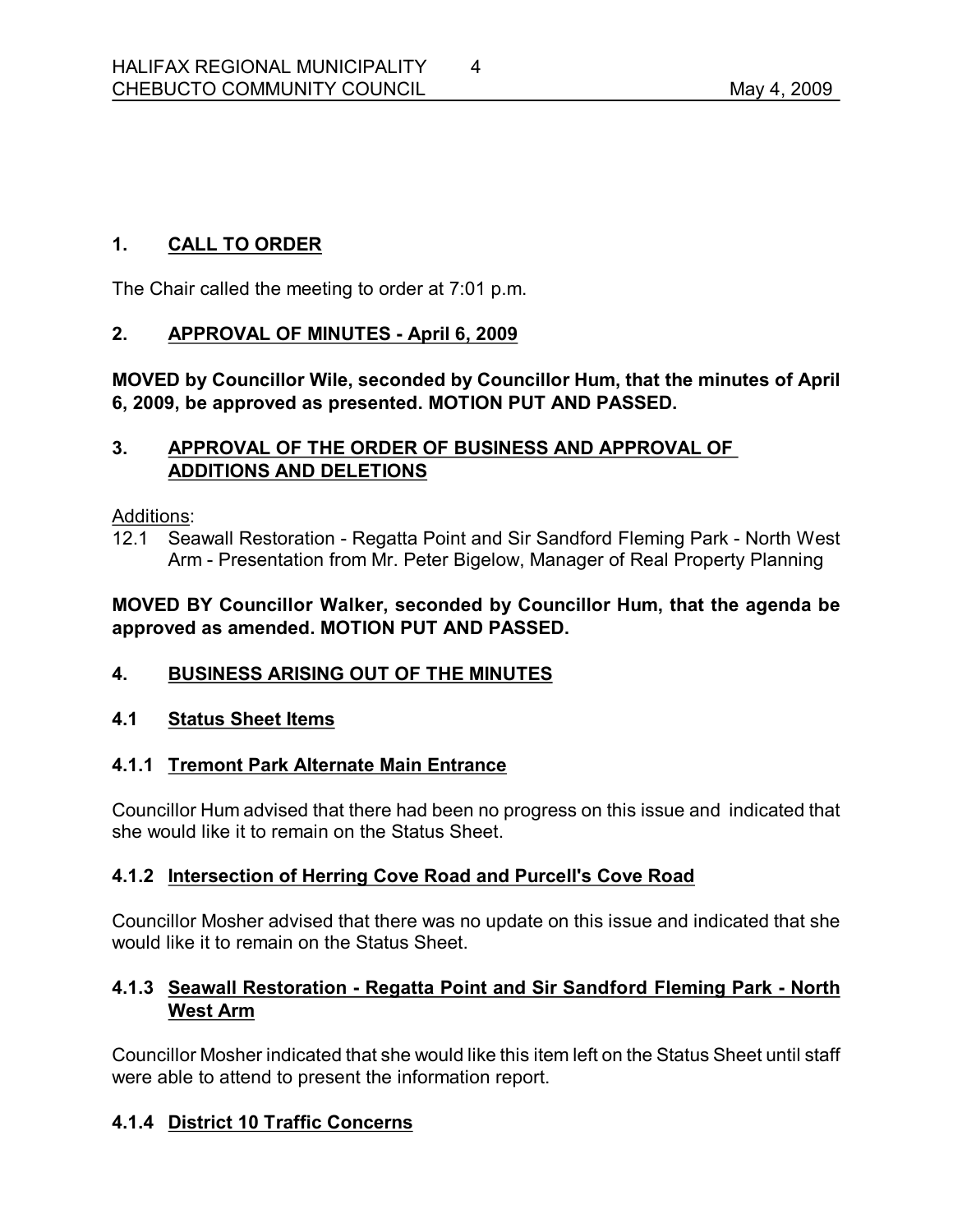## 1. CALL TO ORDER

The Chair called the meeting to order at 7:01 p.m.

## 2. APPROVAL OF MINUTES - April 6, 2009

**MOVED by Councillor Wile, seconded by Councillor Hum, that the minutes of April 6, 2009, be approved as presented. MOTION PUT AND PASSED.**

## 3. APPROVAL OF THE ORDER OF BUSINESS AND APPROVAL OF ADDITIONS AND DELETIONS

Additions:

12.1 Seawall Restoration - Regatta Point and Sir Sandford Fleming Park - North West Arm - Presentation from Mr. Peter Bigelow, Manager of Real Property Planning

**MOVED BY Councillor Walker, seconded by Councillor Hum, that the agenda be approved as amended. MOTION PUT AND PASSED.**

## 4. BUSINESS ARISING OUT OF THE MINUTES

### 4.1 Status Sheet Items

#### 4.1.1 Tremont Park Alternate Main Entrance

Councillor Hum advised that there had been no progress on this issue and indicated that she would like it to remain on the Status Sheet.

#### 4.1.2 Intersection of Herring Cove Road and Purcell's Cove Road

Councillor Mosher advised that there was no update on this issue and indicated that she would like it to remain on the Status Sheet.

#### 4.1.3 Seawall Restoration - Regatta Point and Sir Sandford Fleming Park - North West Arm

Councillor Mosher indicated that she would like this item left on the Status Sheet until staff were able to attend to present the information report.

#### 4.1.4 District 10 Traffic Concerns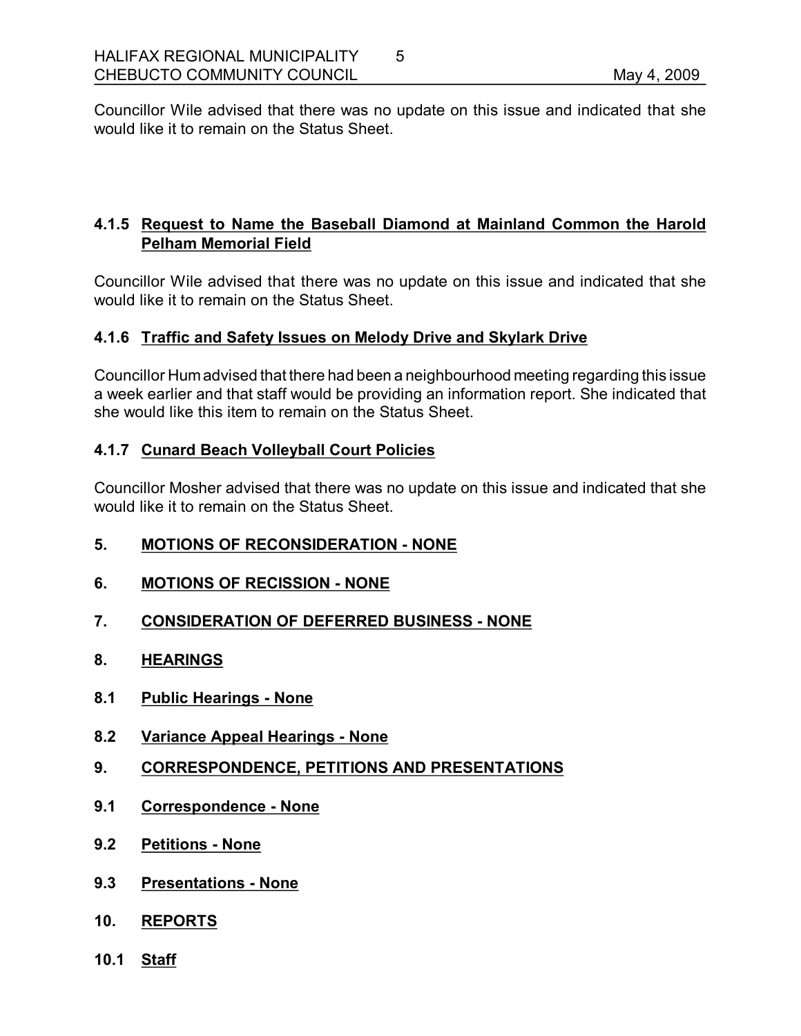Councillor Wile advised that there was no update on this issue and indicated that she would like it to remain on the Status Sheet.

### 4.1.5 Request to Name the Baseball Diamond at Mainland Common the Harold Pelham Memorial Field

Councillor Wile advised that there was no update on this issue and indicated that she would like it to remain on the Status Sheet.

### 4.1.6 Traffic and Safety Issues on Melody Drive and Skylark Drive

Councillor Hum advised that there had been a neighbourhood meeting regarding this issue a week earlier and that staff would be providing an information report. She indicated that she would like this item to remain on the Status Sheet.

### 4.1.7 Cunard Beach Volleyball Court Policies

Councillor Mosher advised that there was no update on this issue and indicated that she would like it to remain on the Status Sheet.

## 5. MOTIONS OF RECONSIDERATION - NONE

## 6. MOTIONS OF RECISSION - NONE

## 7. CONSIDERATION OF DEFERRED BUSINESS - NONE

## 8. HEARINGS

### 8.1 Public Hearings - None

### 8.2 Variance Appeal Hearings - None

## 9. CORRESPONDENCE, PETITIONS AND PRESENTATIONS

### 9.1 Correspondence - None

### 9.2 Petitions - None

### 9.3 Presentations - None

## 10. REPORTS

### 10.1 Staff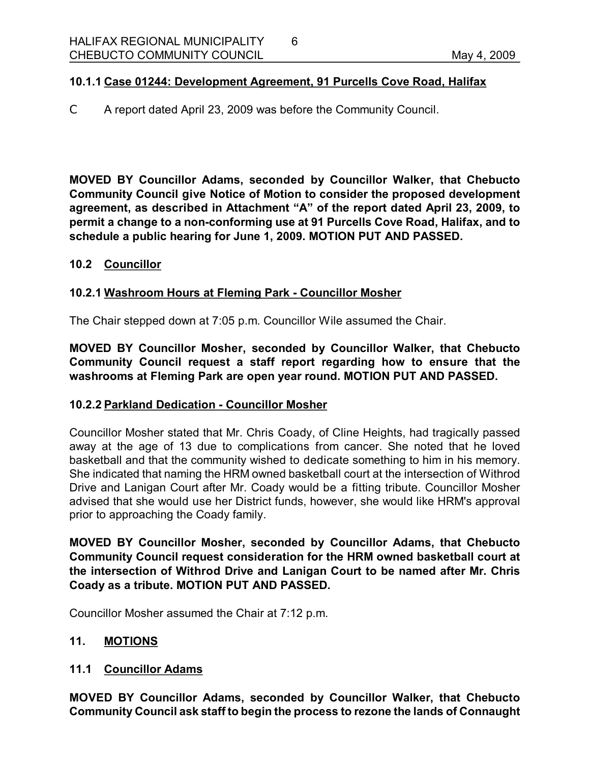### 10.1.1 Case 01244: Development Agreement, 91 Purcells Cove Road, Halifax

C A report dated April 23, 2009 was before the Community Council.

**MOVED BY Councillor Adams, seconded by Councillor Walker, that Chebucto Community Council give Notice of Motion to consider the proposed development agreement, as described in Attachment "A" of the report dated April 23, 2009, to permit a change to a non-conforming use at 91 Purcells Cove Road, Halifax, and to schedule a public hearing for June 1, 2009. MOTION PUT AND PASSED.**

## 10.2 Councillor

### 10.2.1 Washroom Hours at Fleming Park - Councillor Mosher

The Chair stepped down at 7:05 p.m. Councillor Wile assumed the Chair.

**MOVED BY Councillor Mosher, seconded by Councillor Walker, that Chebucto Community Council request a staff report regarding how to ensure that the washrooms at Fleming Park are open year round. MOTION PUT AND PASSED.**

### 10.2.2 Parkland Dedication - Councillor Mosher

Councillor Mosher stated that Mr. Chris Coady, of Cline Heights, had tragically passed away at the age of 13 due to complications from cancer. She noted that he loved basketball and that the community wished to dedicate something to him in his memory. She indicated that naming the HRM owned basketball court at the intersection of Withrod Drive and Lanigan Court after Mr. Coady would be a fitting tribute. Councillor Mosher advised that she would use her District funds, however, she would like HRM's approval prior to approaching the Coady family.

**MOVED BY Councillor Mosher, seconded by Councillor Adams, that Chebucto Community Council request consideration for the HRM owned basketball court at the intersection of Withrod Drive and Lanigan Court to be named after Mr. Chris Coady as a tribute. MOTION PUT AND PASSED.**

Councillor Mosher assumed the Chair at 7:12 p.m.

# 11. MOTIONS

## 11.1 Councillor Adams

**MOVED BY Councillor Adams, seconded by Councillor Walker, that Chebucto Community Council ask staff to begin the process to rezone the lands of Connaught**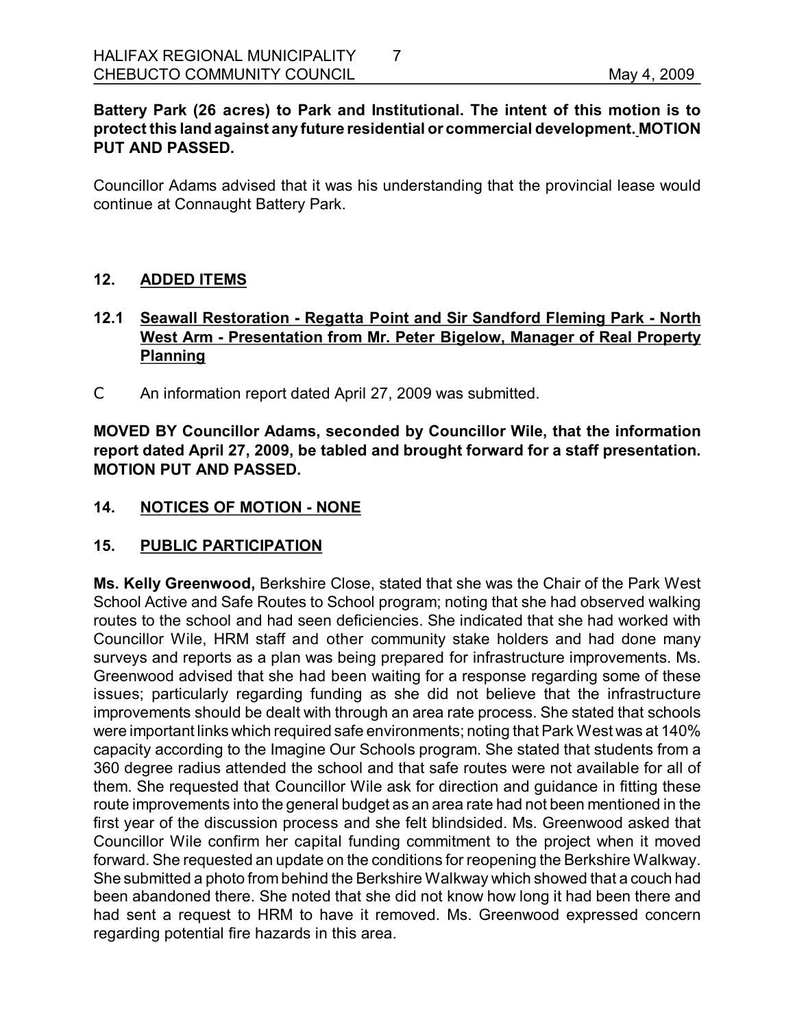**Battery Park (26 acres) to Park and Institutional. The intent of this motion is to protect this land against any future residential or commercial development. MOTION PUT AND PASSED.**

Councillor Adams advised that it was his understanding that the provincial lease would continue at Connaught Battery Park.

## 12. ADDED ITEMS

### 12.1 Seawall Restoration - Regatta Point and Sir Sandford Fleming Park - North West Arm - Presentation from Mr. Peter Bigelow, Manager of Real Property Planning

- An information report dated April 27, 2009 was submitted.

**MOVED BY Councillor Adams, seconded by Councillor Wile, that the information report dated April 27, 2009, be tabled and brought forward for a staff presentation. MOTION PUT AND PASSED.**

## 14. NOTICES OF MOTION - NONE

## 15. PUBLIC PARTICIPATION

**Ms. Kelly Greenwood,** Berkshire Close, stated that she was the Chair of the Park West School Active and Safe Routes to School program; noting that she had observed walking routes to the school and had seen deficiencies. She indicated that she had worked with Councillor Wile, HRM staff and other community stake holders and had done many surveys and reports as a plan was being prepared for infrastructure improvements. Ms. Greenwood advised that she had been waiting for a response regarding some of these issues; particularly regarding funding as she did not believe that the infrastructure improvements should be dealt with through an area rate process. She stated that schools were important links which required safe environments; noting that Park West was at 140% capacity according to the Imagine Our Schools program. She stated that students from a 360 degree radius attended the school and that safe routes were not available for all of them. She requested that Councillor Wile ask for direction and guidance in fitting these route improvements into the general budget as an area rate had not been mentioned in the first year of the discussion process and she felt blindsided. Ms. Greenwood asked that Councillor Wile confirm her capital funding commitment to the project when it moved forward. She requested an update on the conditions for reopening the Berkshire Walkway. She submitted a photo from behind the Berkshire Walkway which showed that a couch had been abandoned there. She noted that she did not know how long it had been there and had sent a request to HRM to have it removed. Ms. Greenwood expressed concern regarding potential fire hazards in this area.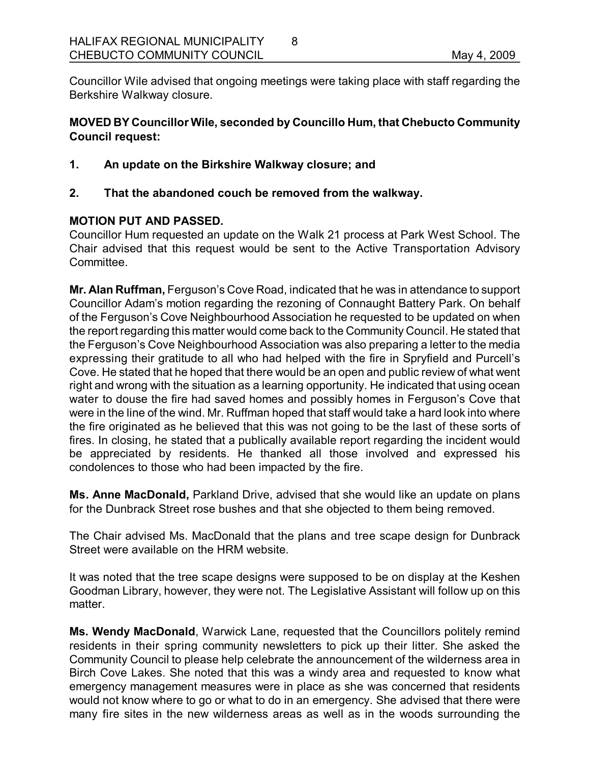Councillor Wile advised that ongoing meetings were taking place with staff regarding the Berkshire Walkway closure.

**MOVED BY Councillor Wile, seconded by Councillo Hum, that Chebucto Community Council request:**

**1. An update on the Birkshire Walkway closure; and**

**2. That the abandoned couch be removed from the walkway.**

**MOTION PUT AND PASSED.**

Councillor Hum requested an update on the Walk 21 process at Park West School. The Chair advised that this request would be sent to the Active Transportation Advisory Committee.

**Mr. Alan Ruffman,** Ferguson's Cove Road, indicated that he was in attendance to support Councillor Adam's motion regarding the rezoning of Connaught Battery Park. On behalf of the Ferguson's Cove Neighbourhood Association he requested to be updated on when the report regarding this matter would come back to the Community Council. He stated that the Ferguson's Cove Neighbourhood Association was also preparing a letter to the media expressing their gratitude to all who had helped with the fire in Spryfield and Purcell's Cove. He stated that he hoped that there would be an open and public review of what went right and wrong with the situation as a learning opportunity. He indicated that using ocean water to douse the fire had saved homes and possibly homes in Ferguson's Cove that were in the line of the wind. Mr. Ruffman hoped that staff would take a hard look into where the fire originated as he believed that this was not going to be the last of these sorts of fires. In closing, he stated that a publically available report regarding the incident would be appreciated by residents. He thanked all those involved and expressed his condolences to those who had been impacted by the fire.

**Ms. Anne MacDonald,** Parkland Drive, advised that she would like an update on plans for the Dunbrack Street rose bushes and that she objected to them being removed.

The Chair advised Ms. MacDonald that the plans and tree scape design for Dunbrack Street were available on the HRM website.

It was noted that the tree scape designs were supposed to be on display at the Keshen Goodman Library, however, they were not. The Legislative Assistant will follow up on this matter.

**Ms. Wendy MacDonald**, Warwick Lane, requested that the Councillors politely remind residents in their spring community newsletters to pick up their litter. She asked the Community Council to please help celebrate the announcement of the wilderness area in Birch Cove Lakes. She noted that this was a windy area and requested to know what emergency management measures were in place as she was concerned that residents would not know where to go or what to do in an emergency. She advised that there were many fire sites in the new wilderness areas as well as in the woods surrounding the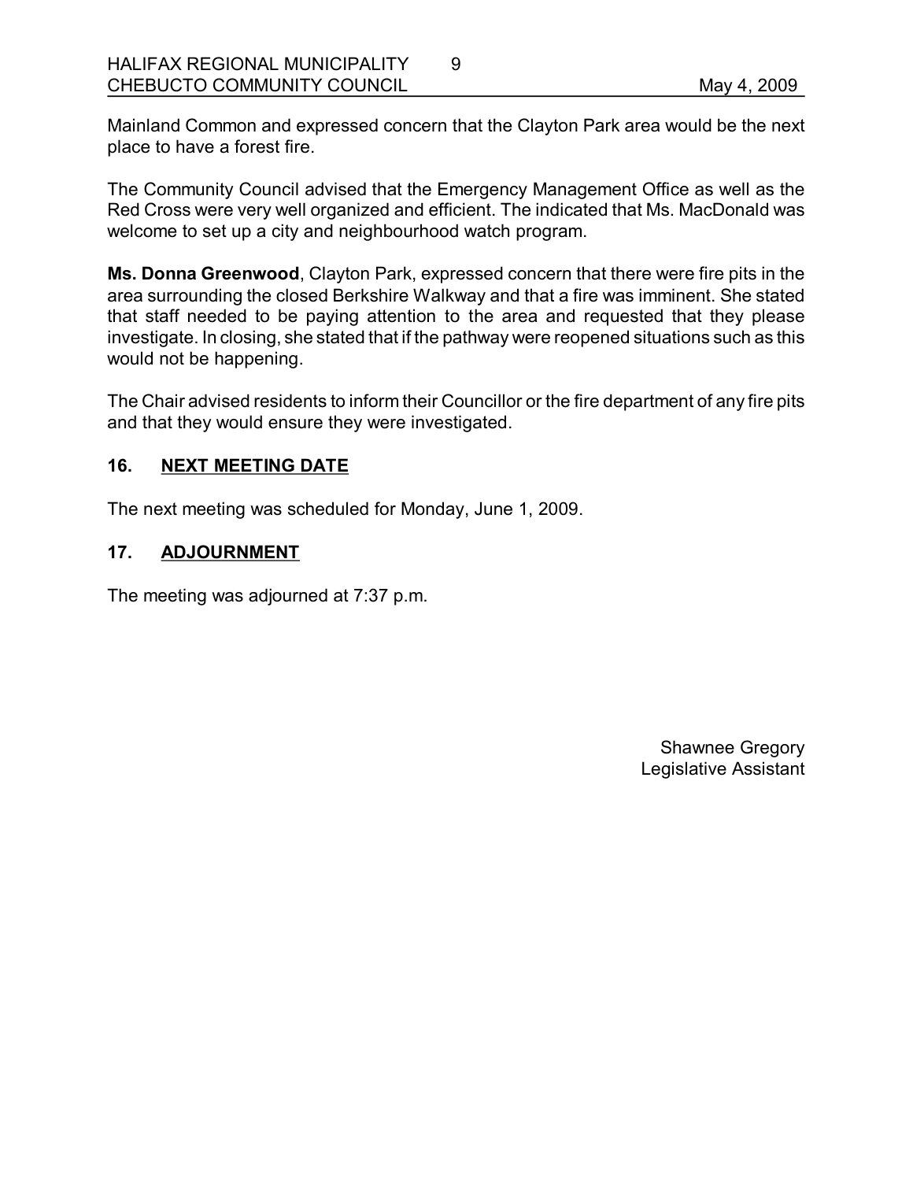Mainland Common and expressed concern that the Clayton Park area would be the next place to have a forest fire.

The Community Council advised that the Emergency Management Office as well as the Red Cross were very well organized and efficient. The indicated that Ms. MacDonald was welcome to set up a city and neighbourhood watch program.

**Ms. Donna Greenwood**, Clayton Park, expressed concern that there were fire pits in the area surrounding the closed Berkshire Walkway and that a fire was imminent. She stated that staff needed to be paying attention to the area and requested that they please investigate. In closing, she stated that if the pathway were reopened situations such as this would not be happening.

The Chair advised residents to inform their Councillor or the fire department of any fire pits and that they would ensure they were investigated.

## 16. NEXT MEETING DATE

The next meeting was scheduled for Monday, June 1, 2009.

## 17. ADJOURNMENT

The meeting was adjourned at 7:37 p.m.

Shawnee Gregory
Legislative Assistant